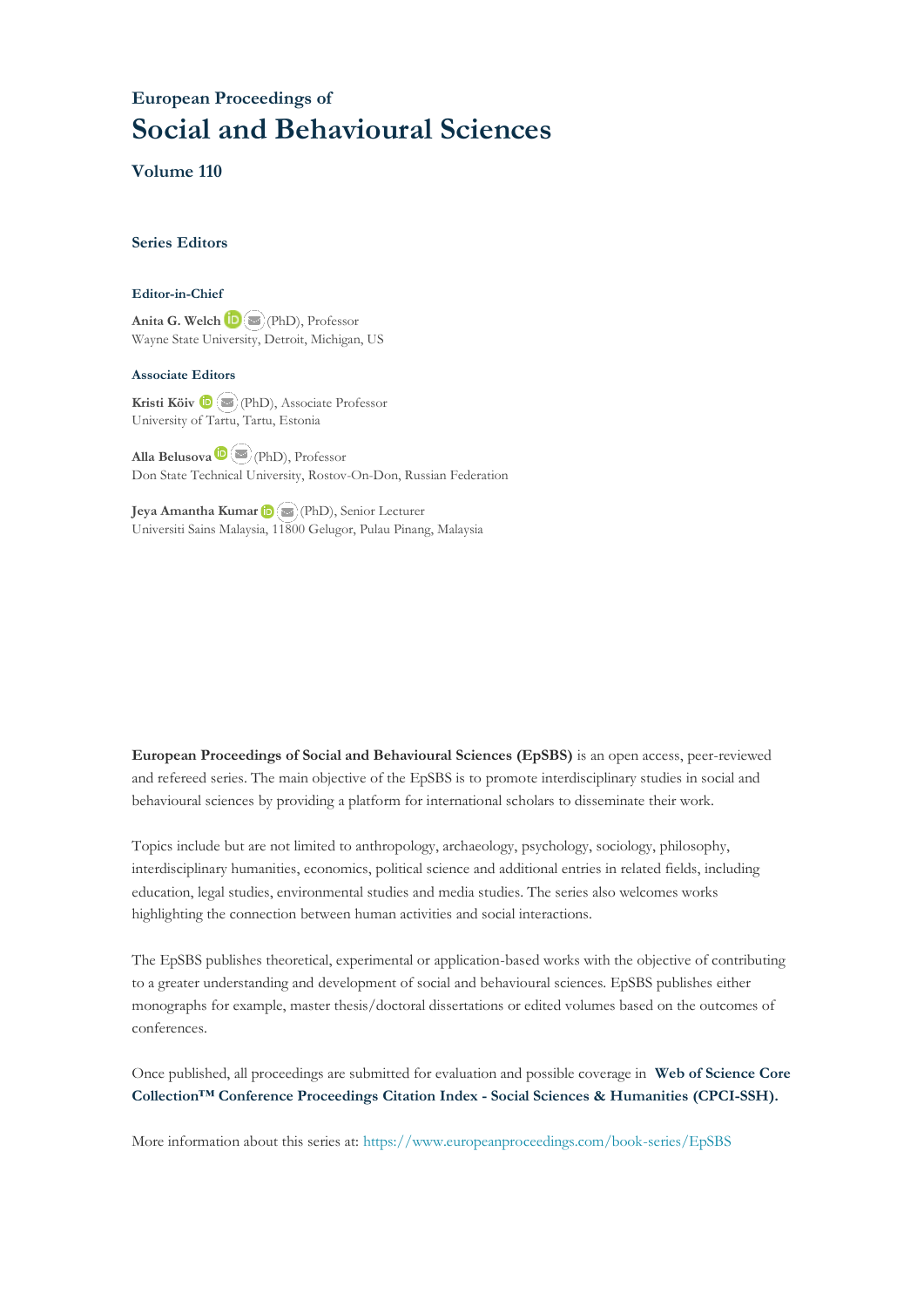European Proceedings of

# Social and Behavioural Sciences

**Volume 110**

### Series Editors

**Editor-in-Chief**

**Anita G. Welch** (PhD), Professor
Wayne State University, Detroit, Michigan, US

**Associate Editors**

**Kristi Köiv** (PhD), Associate Professor
University of Tartu, Tartu, Estonia

**Alla Belusova** (PhD), Professor
Don State Technical University, Rostov-On-Don, Russian Federation

**Jeya Amantha Kumar** (PhD), Senior Lecturer
Universiti Sains Malaysia, 11800 Gelugor, Pulau Pinang, Malaysia

**European Proceedings of Social and Behavioural Sciences (EpSBS)** is an open access, peer-reviewed and refereed series. The main objective of the EpSBS is to promote interdisciplinary studies in social and behavioural sciences by providing a platform for international scholars to disseminate their work.

Topics include but are not limited to anthropology, archaeology, psychology, sociology, philosophy, interdisciplinary humanities, economics, political science and additional entries in related fields, including education, legal studies, environmental studies and media studies. The series also welcomes works highlighting the connection between human activities and social interactions.

The EpSBS publishes theoretical, experimental or application-based works with the objective of contributing to a greater understanding and development of social and behavioural sciences. EpSBS publishes either monographs for example, master thesis/doctoral dissertations or edited volumes based on the outcomes of conferences.

Once published, all proceedings are submitted for evaluation and possible coverage in **Web of Science Core Collection™ Conference Proceedings Citation Index - Social Sciences & Humanities (CPCI-SSH).**

More information about this series at: https://www.europeanproceedings.com/book-series/EpSBS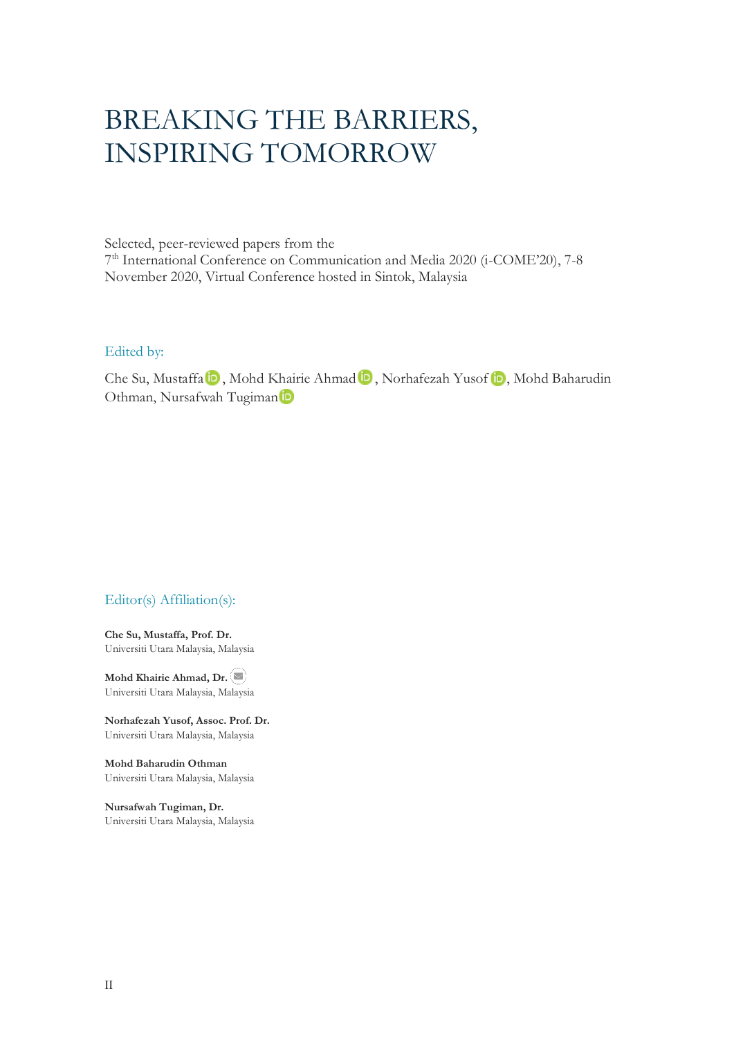# BREAKING THE BARRIERS, INSPIRING TOMORROW

Selected, peer-reviewed papers from the
7th International Conference on Communication and Media 2020 (i-COME'20), 7-8 November 2020, Virtual Conference hosted in Sintok, Malaysia

Edited by:

Che Su, Mustaffa, Mohd Khairie Ahmad, Norhafezah Yusof, Mohd Baharudin Othman, Nursafwah Tugiman

Editor(s) Affiliation(s):

**Che Su, Mustaffa, Prof. Dr.**
Universiti Utara Malaysia, Malaysia

**Mohd Khairie Ahmad, Dr.**
Universiti Utara Malaysia, Malaysia

**Norhafezah Yusof, Assoc. Prof. Dr.**
Universiti Utara Malaysia, Malaysia

**Mohd Baharudin Othman**
Universiti Utara Malaysia, Malaysia

**Nursafwah Tugiman, Dr.**
Universiti Utara Malaysia, Malaysia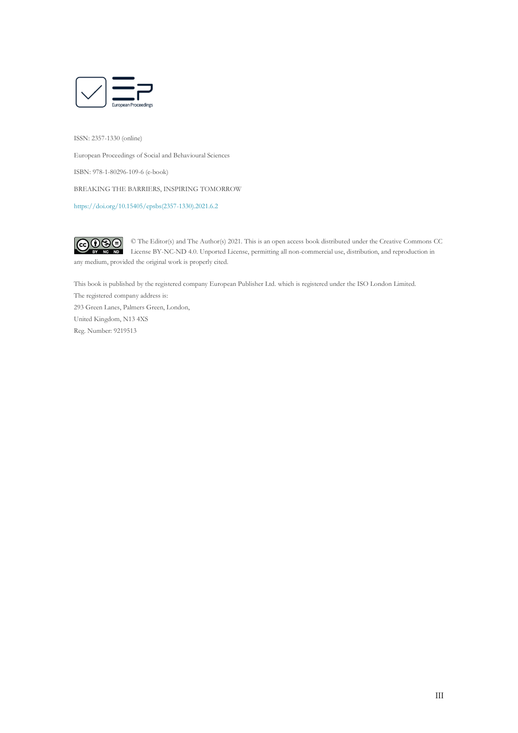European Proceedings

ISSN: 2357-1330 (online)

European Proceedings of Social and Behavioural Sciences

ISBN: 978-1-80296-109-6 (e-book)

BREAKING THE BARRIERS, INSPIRING TOMORROW

https://doi.org/10.15405/epsbs(2357-1330).2021.6.2

© The Editor(s) and The Author(s) 2021. This is an open access book distributed under the Creative Commons CC License BY-NC-ND 4.0. Unported License, permitting all non-commercial use, distribution, and reproduction in any medium, provided the original work is properly cited.

This book is published by the registered company European Publisher Ltd. which is registered under the ISO London Limited.

The registered company address is:

293 Green Lanes, Palmers Green, London,

United Kingdom, N13 4XS

Reg. Number: 9219513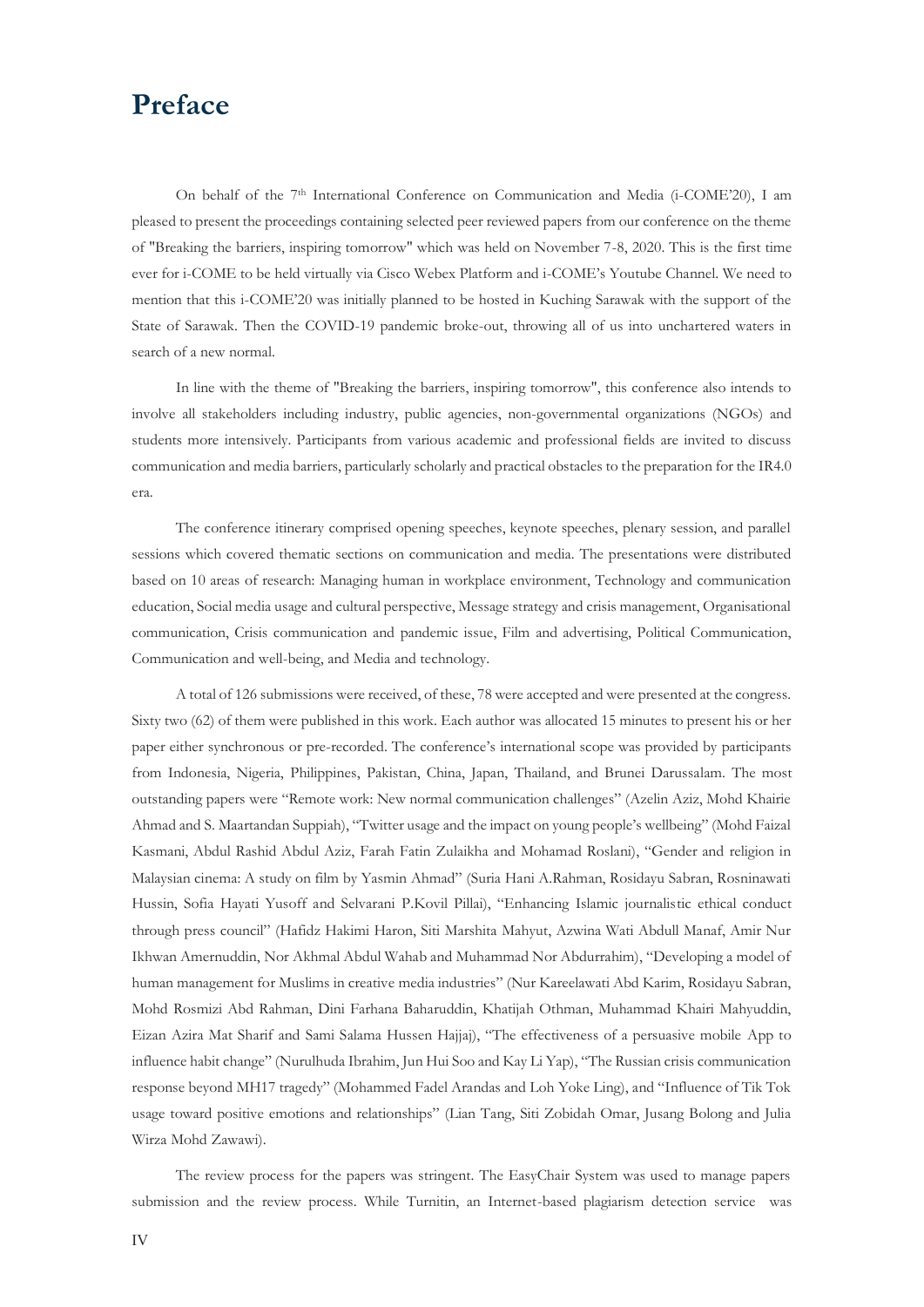# Preface

On behalf of the 7th International Conference on Communication and Media (i-COME'20), I am pleased to present the proceedings containing selected peer reviewed papers from our conference on the theme of "Breaking the barriers, inspiring tomorrow" which was held on November 7-8, 2020. This is the first time ever for i-COME to be held virtually via Cisco Webex Platform and i-COME's Youtube Channel. We need to mention that this i-COME'20 was initially planned to be hosted in Kuching Sarawak with the support of the State of Sarawak. Then the COVID-19 pandemic broke-out, throwing all of us into unchartered waters in search of a new normal.

In line with the theme of "Breaking the barriers, inspiring tomorrow", this conference also intends to involve all stakeholders including industry, public agencies, non-governmental organizations (NGOs) and students more intensively. Participants from various academic and professional fields are invited to discuss communication and media barriers, particularly scholarly and practical obstacles to the preparation for the IR4.0 era.

The conference itinerary comprised opening speeches, keynote speeches, plenary session, and parallel sessions which covered thematic sections on communication and media. The presentations were distributed based on 10 areas of research: Managing human in workplace environment, Technology and communication education, Social media usage and cultural perspective, Message strategy and crisis management, Organisational communication, Crisis communication and pandemic issue, Film and advertising, Political Communication, Communication and well-being, and Media and technology.

A total of 126 submissions were received, of these, 78 were accepted and were presented at the congress. Sixty two (62) of them were published in this work. Each author was allocated 15 minutes to present his or her paper either synchronous or pre-recorded. The conference's international scope was provided by participants from Indonesia, Nigeria, Philippines, Pakistan, China, Japan, Thailand, and Brunei Darussalam. The most outstanding papers were "Remote work: New normal communication challenges" (Azelin Aziz, Mohd Khairie Ahmad and S. Maartandan Suppiah), "Twitter usage and the impact on young people's wellbeing" (Mohd Faizal Kasmani, Abdul Rashid Abdul Aziz, Farah Fatin Zulaikha and Mohamad Roslani), "Gender and religion in Malaysian cinema: A study on film by Yasmin Ahmad" (Suria Hani A.Rahman, Rosidayu Sabran, Rosninawati Hussin, Sofia Hayati Yusoff and Selvarani P.Kovil Pillai), "Enhancing Islamic journalistic ethical conduct through press council" (Hafidz Hakimi Haron, Siti Marshita Mahyut, Azwina Wati Abdull Manaf, Amir Nur Ikhwan Amernuddin, Nor Akhmal Abdul Wahab and Muhammad Nor Abdurrahim), "Developing a model of human management for Muslims in creative media industries" (Nur Kareelawati Abd Karim, Rosidayu Sabran, Mohd Rosmizi Abd Rahman, Dini Farhana Baharuddin, Khatijah Othman, Muhammad Khairi Mahyuddin, Eizan Azira Mat Sharif and Sami Salama Hussen Hajjaj), "The effectiveness of a persuasive mobile App to influence habit change" (Nurulhuda Ibrahim, Jun Hui Soo and Kay Li Yap), "The Russian crisis communication response beyond MH17 tragedy" (Mohammed Fadel Arandas and Loh Yoke Ling), and "Influence of Tik Tok usage toward positive emotions and relationships" (Lian Tang, Siti Zobidah Omar, Jusang Bolong and Julia Wirza Mohd Zawawi).

The review process for the papers was stringent. The EasyChair System was used to manage papers submission and the review process. While Turnitin, an Internet-based plagiarism detection service was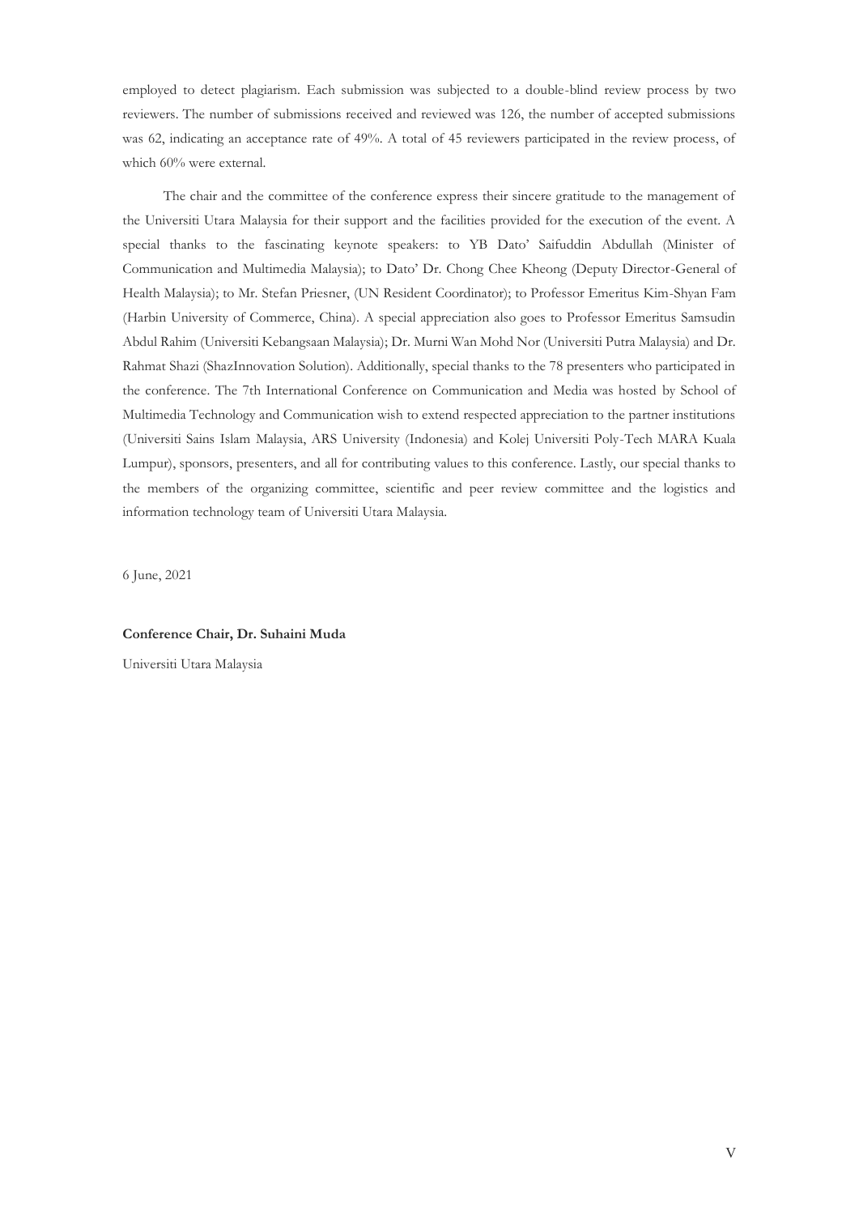employed to detect plagiarism. Each submission was subjected to a double-blind review process by two reviewers. The number of submissions received and reviewed was 126, the number of accepted submissions was 62, indicating an acceptance rate of 49%. A total of 45 reviewers participated in the review process, of which 60% were external.

The chair and the committee of the conference express their sincere gratitude to the management of the Universiti Utara Malaysia for their support and the facilities provided for the execution of the event. A special thanks to the fascinating keynote speakers: to YB Dato' Saifuddin Abdullah (Minister of Communication and Multimedia Malaysia); to Dato' Dr. Chong Chee Kheong (Deputy Director-General of Health Malaysia); to Mr. Stefan Priesner, (UN Resident Coordinator); to Professor Emeritus Kim-Shyan Fam (Harbin University of Commerce, China). A special appreciation also goes to Professor Emeritus Samsudin Abdul Rahim (Universiti Kebangsaan Malaysia); Dr. Murni Wan Mohd Nor (Universiti Putra Malaysia) and Dr. Rahmat Shazi (ShazInnovation Solution). Additionally, special thanks to the 78 presenters who participated in the conference. The 7th International Conference on Communication and Media was hosted by School of Multimedia Technology and Communication wish to extend respected appreciation to the partner institutions (Universiti Sains Islam Malaysia, ARS University (Indonesia) and Kolej Universiti Poly-Tech MARA Kuala Lumpur), sponsors, presenters, and all for contributing values to this conference. Lastly, our special thanks to the members of the organizing committee, scientific and peer review committee and the logistics and information technology team of Universiti Utara Malaysia.

6 June, 2021

**Conference Chair, Dr. Suhaini Muda**

Universiti Utara Malaysia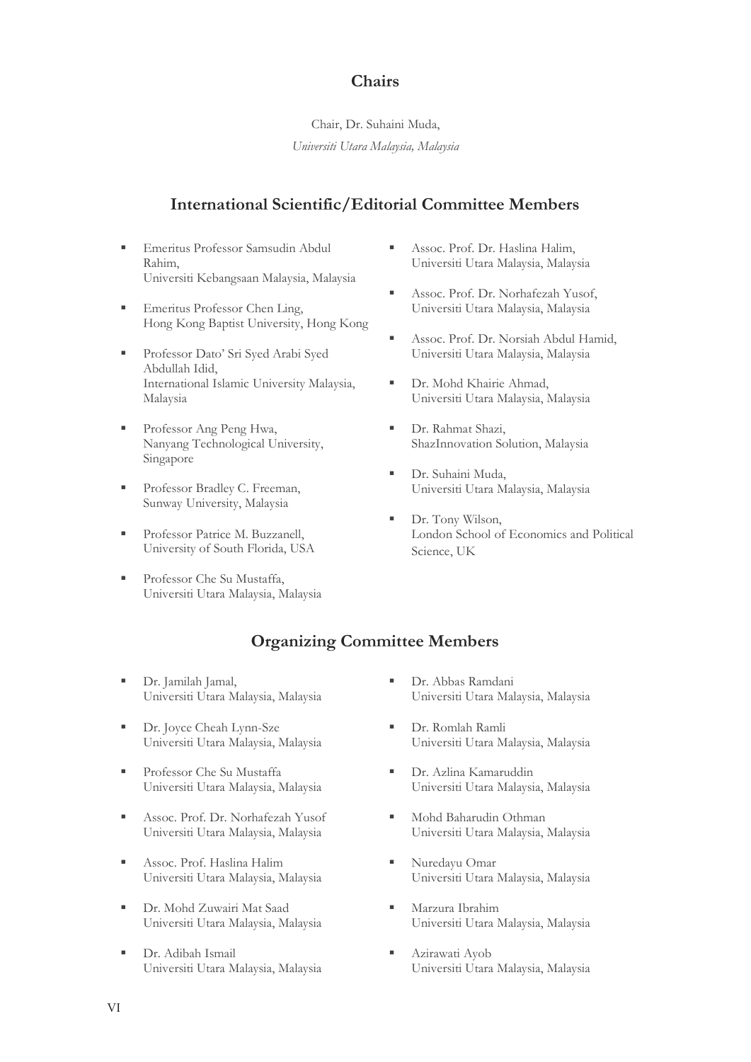## Chairs

Chair, Dr. Suhaini Muda,
*Universiti Utara Malaysia, Malaysia*

## International Scientific/Editorial Committee Members

- Emeritus Professor Samsudin Abdul Rahim,
  Universiti Kebangsaan Malaysia, Malaysia
- Emeritus Professor Chen Ling,
  Hong Kong Baptist University, Hong Kong
- Professor Dato' Sri Syed Arabi Syed Abdullah Idid,
  International Islamic University Malaysia, Malaysia
- Professor Ang Peng Hwa,
  Nanyang Technological University, Singapore
- Professor Bradley C. Freeman,
  Sunway University, Malaysia
- Professor Patrice M. Buzzanell,
  University of South Florida, USA
- Professor Che Su Mustaffa,
  Universiti Utara Malaysia, Malaysia
- Assoc. Prof. Dr. Haslina Halim,
  Universiti Utara Malaysia, Malaysia
- Assoc. Prof. Dr. Norhafezah Yusof,
  Universiti Utara Malaysia, Malaysia
- Assoc. Prof. Dr. Norsiah Abdul Hamid,
  Universiti Utara Malaysia, Malaysia
- Dr. Mohd Khairie Ahmad,
  Universiti Utara Malaysia, Malaysia
- Dr. Rahmat Shazi,
  ShazInnovation Solution, Malaysia
- Dr. Suhaini Muda,
  Universiti Utara Malaysia, Malaysia
- Dr. Tony Wilson,
  London School of Economics and Political Science, UK

## Organizing Committee Members

- Dr. Jamilah Jamal,
  Universiti Utara Malaysia, Malaysia
- Dr. Joyce Cheah Lynn-Sze
  Universiti Utara Malaysia, Malaysia
- Professor Che Su Mustaffa
  Universiti Utara Malaysia, Malaysia
- Assoc. Prof. Dr. Norhafezah Yusof
  Universiti Utara Malaysia, Malaysia
- Assoc. Prof. Haslina Halim
  Universiti Utara Malaysia, Malaysia
- Dr. Mohd Zuwairi Mat Saad
  Universiti Utara Malaysia, Malaysia
- Dr. Adibah Ismail
  Universiti Utara Malaysia, Malaysia
- Dr. Abbas Ramdani
  Universiti Utara Malaysia, Malaysia
- Dr. Romlah Ramli
  Universiti Utara Malaysia, Malaysia
- Dr. Azlina Kamaruddin
  Universiti Utara Malaysia, Malaysia
- Mohd Baharudin Othman
  Universiti Utara Malaysia, Malaysia
- Nuredayu Omar
  Universiti Utara Malaysia, Malaysia
- Marzura Ibrahim
  Universiti Utara Malaysia, Malaysia
- Azirawati Ayob
  Universiti Utara Malaysia, Malaysia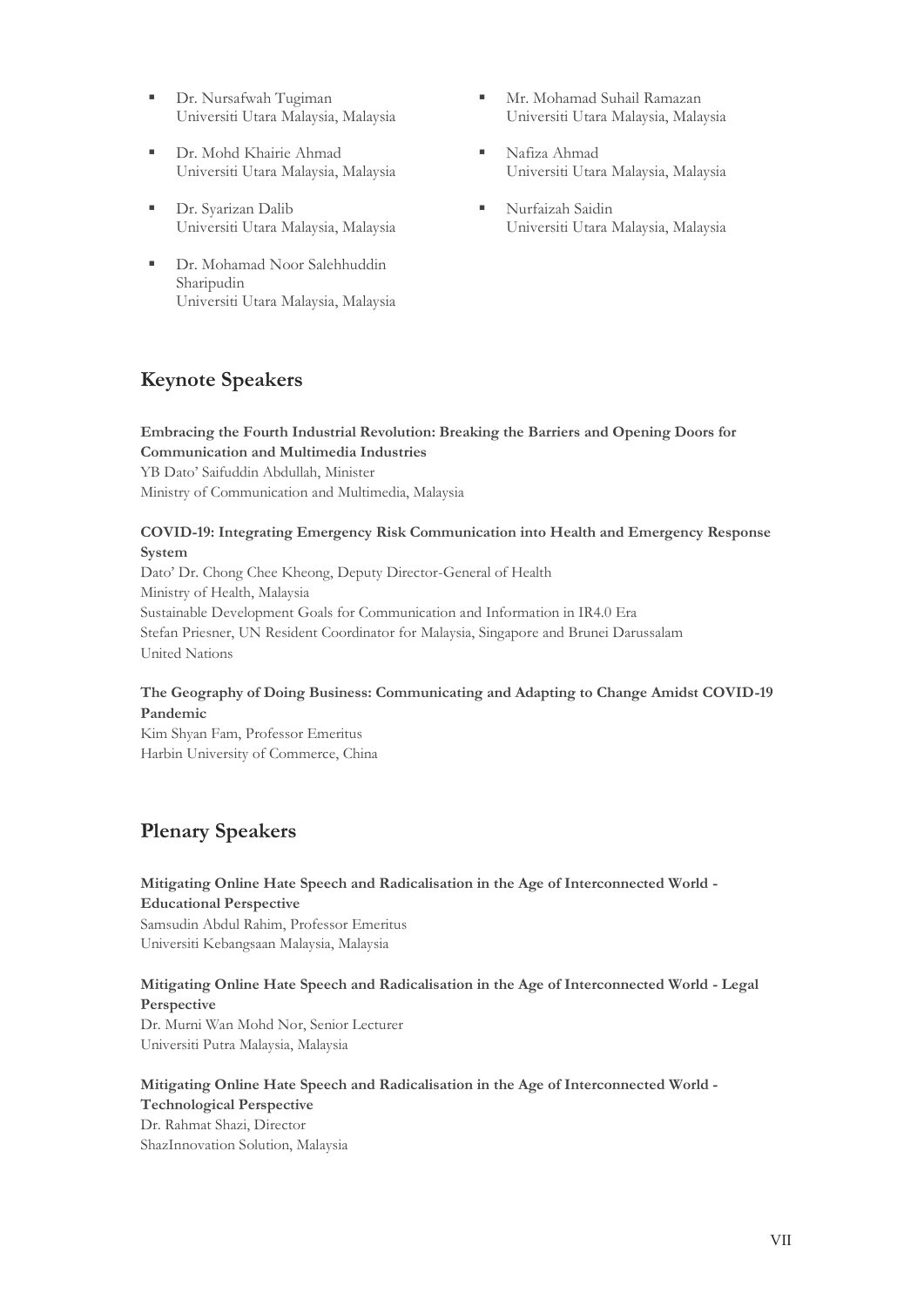- Dr. Nursafwah Tugiman
  Universiti Utara Malaysia, Malaysia
- Dr. Mohd Khairie Ahmad
  Universiti Utara Malaysia, Malaysia
- Dr. Syarizan Dalib
  Universiti Utara Malaysia, Malaysia
- Dr. Mohamad Noor Salehhuddin Sharipudin
  Universiti Utara Malaysia, Malaysia
- Mr. Mohamad Suhail Ramazan
  Universiti Utara Malaysia, Malaysia
- Nafiza Ahmad
  Universiti Utara Malaysia, Malaysia
- Nurfaizah Saidin
  Universiti Utara Malaysia, Malaysia

## Keynote Speakers

**Embracing the Fourth Industrial Revolution: Breaking the Barriers and Opening Doors for Communication and Multimedia Industries**
YB Dato' Saifuddin Abdullah, Minister
Ministry of Communication and Multimedia, Malaysia

**COVID-19: Integrating Emergency Risk Communication into Health and Emergency Response System**
Dato' Dr. Chong Chee Kheong, Deputy Director-General of Health
Ministry of Health, Malaysia
Sustainable Development Goals for Communication and Information in IR4.0 Era
Stefan Priesner, UN Resident Coordinator for Malaysia, Singapore and Brunei Darussalam
United Nations

**The Geography of Doing Business: Communicating and Adapting to Change Amidst COVID-19 Pandemic**
Kim Shyan Fam, Professor Emeritus
Harbin University of Commerce, China

## Plenary Speakers

**Mitigating Online Hate Speech and Radicalisation in the Age of Interconnected World - Educational Perspective**
Samsudin Abdul Rahim, Professor Emeritus
Universiti Kebangsaan Malaysia, Malaysia

**Mitigating Online Hate Speech and Radicalisation in the Age of Interconnected World - Legal Perspective**
Dr. Murni Wan Mohd Nor, Senior Lecturer
Universiti Putra Malaysia, Malaysia

**Mitigating Online Hate Speech and Radicalisation in the Age of Interconnected World - Technological Perspective**
Dr. Rahmat Shazi, Director
ShazInnovation Solution, Malaysia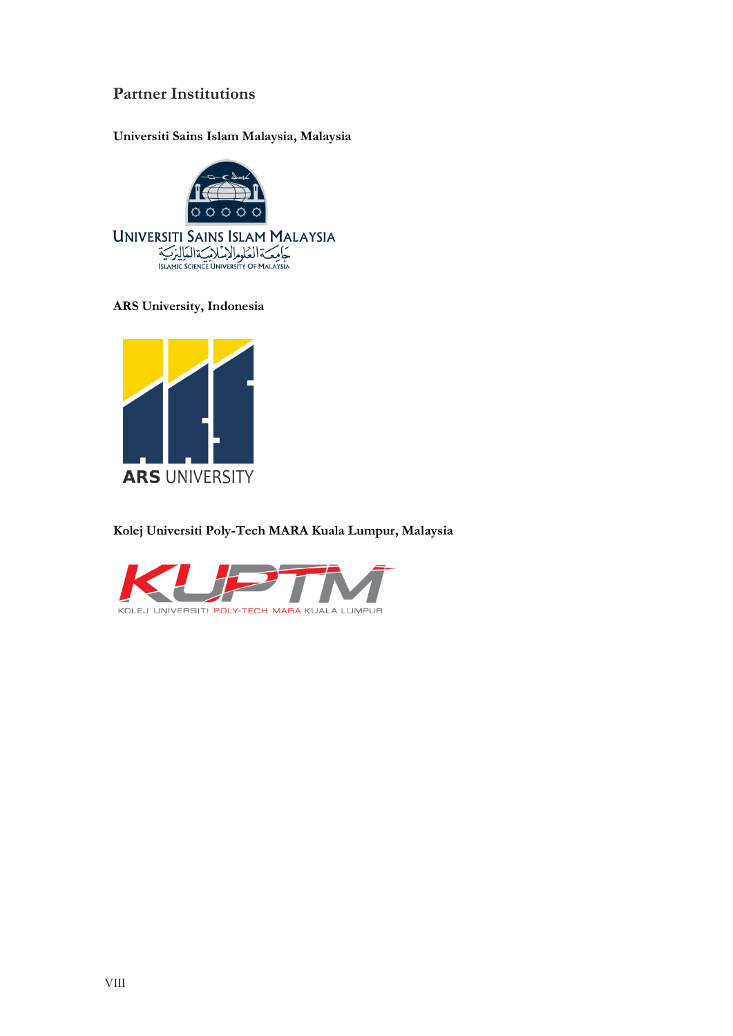## Partner Institutions

**Universiti Sains Islam Malaysia, Malaysia**

**ARS University, Indonesia**

**Kolej Universiti Poly-Tech MARA Kuala Lumpur, Malaysia**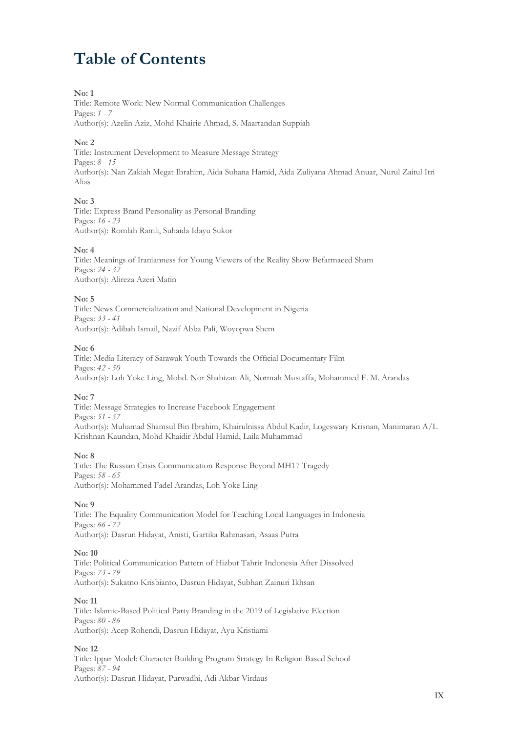# Table of Contents

**No: 1**
Title: Remote Work: New Normal Communication Challenges
Pages: *1 - 7*
Author(s): Azelin Aziz, Mohd Khairie Ahmad, S. Maartandan Suppiah

**No: 2**
Title: Instrument Development to Measure Message Strategy
Pages: *8 - 15*
Author(s): Nan Zakiah Megat Ibrahim, Aida Suhana Hamid, Aida Zuliyana Ahmad Anuar, Nurul Zaitul Itri Alias

**No: 3**
Title: Express Brand Personality as Personal Branding
Pages: *16 - 23*
Author(s): Romlah Ramli, Suhaida Idayu Sukor

**No: 4**
Title: Meanings of Iranianness for Young Viewers of the Reality Show Befarmaeed Sham
Pages: *24 - 32*
Author(s): Alireza Azeri Matin

**No: 5**
Title: News Commercialization and National Development in Nigeria
Pages: *33 - 41*
Author(s): Adibah Ismail, Nazif Abba Pali, Woyopwa Shem

**No: 6**
Title: Media Literacy of Sarawak Youth Towards the Official Documentary Film
Pages: *42 - 50*
Author(s): Loh Yoke Ling, Mohd. Nor Shahizan Ali, Normah Mustaffa, Mohammed F. M. Arandas

**No: 7**
Title: Message Strategies to Increase Facebook Engagement
Pages: *51 - 57*
Author(s): Muhamad Shamsul Bin Ibrahim, Khairulnissa Abdul Kadir, Logeswary Krisnan, Manimaran A/L Krishnan Kaundan, Mohd Khaidir Abdul Hamid, Laila Muhammad

**No: 8**
Title: The Russian Crisis Communication Response Beyond MH17 Tragedy
Pages: *58 - 65*
Author(s): Mohammed Fadel Arandas, Loh Yoke Ling

**No: 9**
Title: The Equality Communication Model for Teaching Local Languages in Indonesia
Pages: *66 - 72*
Author(s): Dasrun Hidayat, Anisti, Gartika Rahmasari, Asaas Putra

**No: 10**
Title: Political Communication Pattern of Hizbut Tahrir Indonesia After Dissolved
Pages: *73 - 79*
Author(s): Sukatno Krisbianto, Dasrun Hidayat, Subhan Zainuri Ikhsan

**No: 11**
Title: Islamic-Based Political Party Branding in the 2019 of Legislative Election
Pages: *80 - 86*
Author(s): Acep Rohendi, Dasrun Hidayat, Ayu Kristiami

**No: 12**
Title: Ippar Model: Character Building Program Strategy In Religion Based School
Pages: *87 - 94*
Author(s): Dasrun Hidayat, Purwadhi, Adi Akbar Virdaus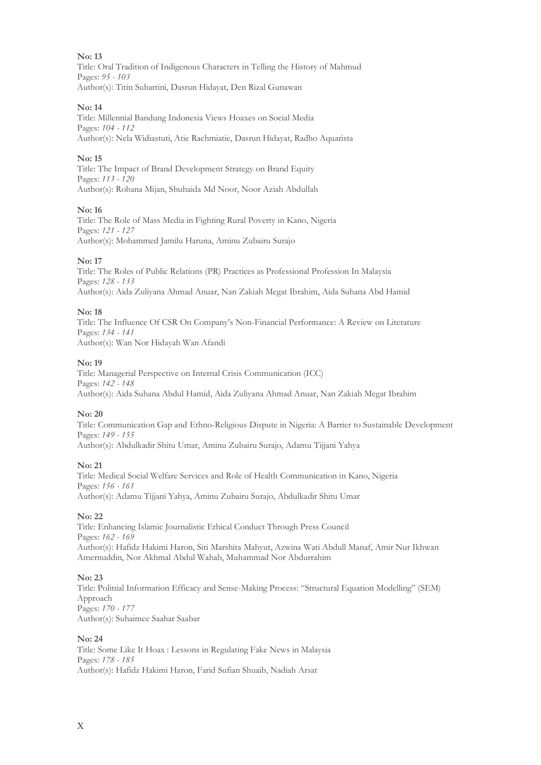**No: 13**
Title: Oral Tradition of Indigenous Characters in Telling the History of Mahmud
Pages: *95 - 103*
Author(s): Titin Suhartini, Dasrun Hidayat, Den Rizal Gunawan

**No: 14**
Title: Millennial Bandung Indonesia Views Hoaxes on Social Media
Pages: *104 - 112*
Author(s): Nela Widiastuti, Atie Rachmiatie, Dasrun Hidayat, Radho Aquarista

**No: 15**
Title: The Impact of Brand Development Strategy on Brand Equity
Pages: *113 - 120*
Author(s): Rohana Mijan, Shuhaida Md Noor, Noor Aziah Abdullah

**No: 16**
Title: The Role of Mass Media in Fighting Rural Poverty in Kano, Nigeria
Pages: *121 - 127*
Author(s): Mohammed Jamilu Haruna, Aminu Zubairu Surajo

**No: 17**
Title: The Roles of Public Relations (PR) Practices as Professional Profession In Malaysia
Pages: *128 - 133*
Author(s): Aida Zuliyana Ahmad Anuar, Nan Zakiah Megat Ibrahim, Aida Suhana Abd Hamid

**No: 18**
Title: The Influence Of CSR On Company's Non-Financial Performance: A Review on Literature
Pages: *134 - 141*
Author(s): Wan Nor Hidayah Wan Afandi

**No: 19**
Title: Managerial Perspective on Internal Crisis Communication (ICC)
Pages: *142 - 148*
Author(s): Aida Suhana Abdul Hamid, Aida Zuliyana Ahmad Anuar, Nan Zakiah Megat Ibrahim

**No: 20**
Title: Communication Gap and Ethno-Religious Dispute in Nigeria: A Barrier to Sustainable Development
Pages: *149 - 155*
Author(s): Abdulkadir Shitu Umar, Aminu Zubairu Surajo, Adamu Tijjani Yahya

**No: 21**
Title: Medical Social Welfare Services and Role of Health Communication in Kano, Nigeria
Pages: *156 - 161*
Author(s): Adamu Tijjani Yahya, Aminu Zubairu Surajo, Abdulkadir Shitu Umar

**No: 22**
Title: Enhancing Islamic Journalistic Ethical Conduct Through Press Council
Pages: *162 - 169*
Author(s): Hafidz Hakimi Haron, Siti Marshita Mahyut, Azwina Wati Abdull Manaf, Amir Nur Ikhwan Amernuddin, Nor Akhmal Abdul Wahab, Muhammad Nor Abdurrahim

**No: 23**
Title: Polititial Information Efficacy and Sense-Making Process: "Structural Equation Modelling" (SEM) Approach
Pages: *170 - 177*
Author(s): Suhaimee Saahar Saabar

**No: 24**
Title: Some Like It Hoax : Lessons in Regulating Fake News in Malaysia
Pages: *178 - 185*
Author(s): Hafidz Hakimi Haron, Farid Sufian Shuaib, Nadiah Arsat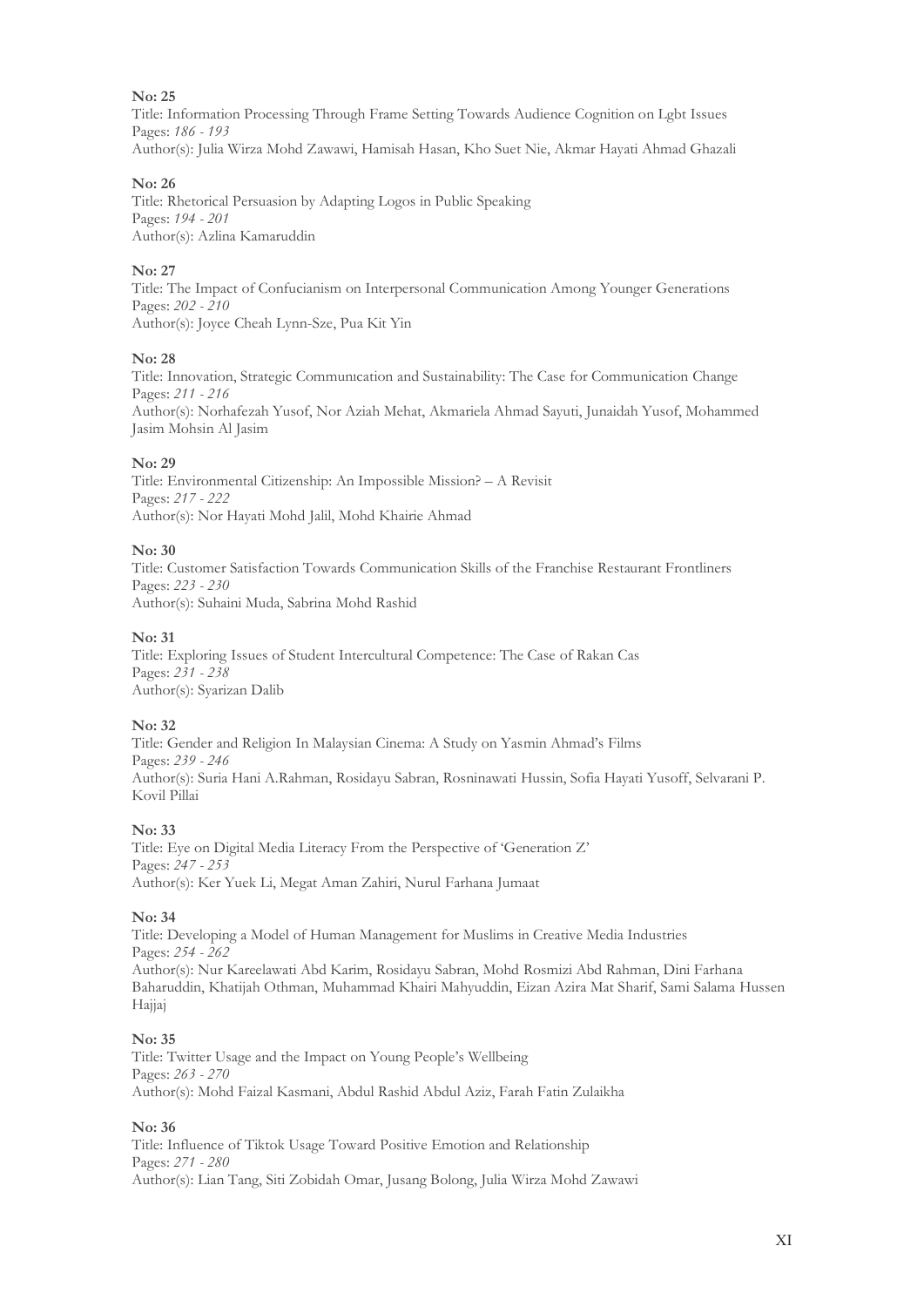**No: 25**
Title: Information Processing Through Frame Setting Towards Audience Cognition on Lgbt Issues
Pages: *186 - 193*
Author(s): Julia Wirza Mohd Zawawi, Hamisah Hasan, Kho Suet Nie, Akmar Hayati Ahmad Ghazali

**No: 26**
Title: Rhetorical Persuasion by Adapting Logos in Public Speaking
Pages: *194 - 201*
Author(s): Azlina Kamaruddin

**No: 27**
Title: The Impact of Confucianism on Interpersonal Communication Among Younger Generations
Pages: *202 - 210*
Author(s): Joyce Cheah Lynn-Sze, Pua Kit Yin

**No: 28**
Title: Innovation, Strategic Communıcation and Sustainability: The Case for Communication Change
Pages: *211 - 216*
Author(s): Norhafezah Yusof, Nor Aziah Mehat, Akmariela Ahmad Sayuti, Junaidah Yusof, Mohammed Jasim Mohsin Al Jasim

**No: 29**
Title: Environmental Citizenship: An Impossible Mission? – A Revisit
Pages: *217 - 222*
Author(s): Nor Hayati Mohd Jalil, Mohd Khairie Ahmad

**No: 30**
Title: Customer Satisfaction Towards Communication Skills of the Franchise Restaurant Frontliners
Pages: *223 - 230*
Author(s): Suhaini Muda, Sabrina Mohd Rashid

**No: 31**
Title: Exploring Issues of Student Intercultural Competence: The Case of Rakan Cas
Pages: *231 - 238*
Author(s): Syarizan Dalib

**No: 32**
Title: Gender and Religion In Malaysian Cinema: A Study on Yasmin Ahmad's Films
Pages: *239 - 246*
Author(s): Suria Hani A.Rahman, Rosidayu Sabran, Rosninawati Hussin, Sofia Hayati Yusoff, Selvarani P. Kovil Pillai

**No: 33**
Title: Eye on Digital Media Literacy From the Perspective of 'Generation Z'
Pages: *247 - 253*
Author(s): Ker Yuek Li, Megat Aman Zahiri, Nurul Farhana Jumaat

**No: 34**
Title: Developing a Model of Human Management for Muslims in Creative Media Industries
Pages: *254 - 262*
Author(s): Nur Kareelawati Abd Karim, Rosidayu Sabran, Mohd Rosmizi Abd Rahman, Dini Farhana Baharuddin, Khatijah Othman, Muhammad Khairi Mahyuddin, Eizan Azira Mat Sharif, Sami Salama Hussen Hajjaj

**No: 35**
Title: Twitter Usage and the Impact on Young People's Wellbeing
Pages: *263 - 270*
Author(s): Mohd Faizal Kasmani, Abdul Rashid Abdul Aziz, Farah Fatin Zulaikha

**No: 36**
Title: Influence of Tiktok Usage Toward Positive Emotion and Relationship
Pages: *271 - 280*
Author(s): Lian Tang, Siti Zobidah Omar, Jusang Bolong, Julia Wirza Mohd Zawawi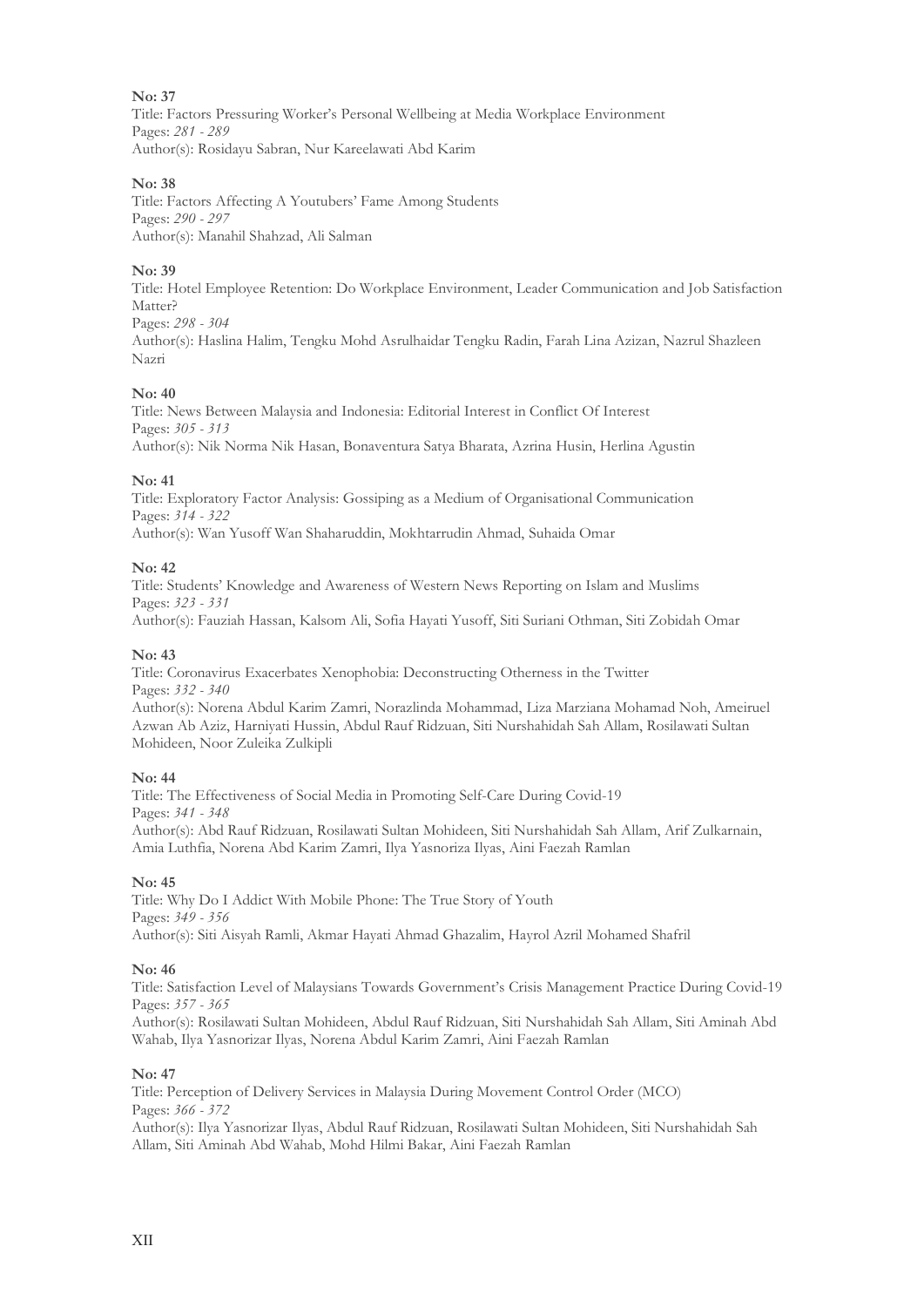**No: 37**
Title: Factors Pressuring Worker's Personal Wellbeing at Media Workplace Environment
Pages: *281 - 289*
Author(s): Rosidayu Sabran, Nur Kareelawati Abd Karim

**No: 38**
Title: Factors Affecting A Youtubers' Fame Among Students
Pages: *290 - 297*
Author(s): Manahil Shahzad, Ali Salman

**No: 39**
Title: Hotel Employee Retention: Do Workplace Environment, Leader Communication and Job Satisfaction Matter?
Pages: *298 - 304*
Author(s): Haslina Halim, Tengku Mohd Asrulhaidar Tengku Radin, Farah Lina Azizan, Nazrul Shazleen Nazri

**No: 40**
Title: News Between Malaysia and Indonesia: Editorial Interest in Conflict Of Interest
Pages: *305 - 313*
Author(s): Nik Norma Nik Hasan, Bonaventura Satya Bharata, Azrina Husin, Herlina Agustin

**No: 41**
Title: Exploratory Factor Analysis: Gossiping as a Medium of Organisational Communication
Pages: *314 - 322*
Author(s): Wan Yusoff Wan Shaharuddin, Mokhtarrudin Ahmad, Suhaida Omar

**No: 42**
Title: Students' Knowledge and Awareness of Western News Reporting on Islam and Muslims
Pages: *323 - 331*
Author(s): Fauziah Hassan, Kalsom Ali, Sofia Hayati Yusoff, Siti Suriani Othman, Siti Zobidah Omar

**No: 43**
Title: Coronavirus Exacerbates Xenophobia: Deconstructing Otherness in the Twitter
Pages: *332 - 340*
Author(s): Norena Abdul Karim Zamri, Norazlinda Mohammad, Liza Marziana Mohamad Noh, Ameiruel Azwan Ab Aziz, Harniyati Hussin, Abdul Rauf Ridzuan, Siti Nurshahidah Sah Allam, Rosilawati Sultan Mohideen, Noor Zuleika Zulkipli

**No: 44**
Title: The Effectiveness of Social Media in Promoting Self-Care During Covid-19
Pages: *341 - 348*
Author(s): Abd Rauf Ridzuan, Rosilawati Sultan Mohideen, Siti Nurshahidah Sah Allam, Arif Zulkarnain, Amia Luthfia, Norena Abd Karim Zamri, Ilya Yasnoriza Ilyas, Aini Faezah Ramlan

**No: 45**
Title: Why Do I Addict With Mobile Phone: The True Story of Youth
Pages: *349 - 356*
Author(s): Siti Aisyah Ramli, Akmar Hayati Ahmad Ghazalim, Hayrol Azril Mohamed Shafril

**No: 46**
Title: Satisfaction Level of Malaysians Towards Government's Crisis Management Practice During Covid-19
Pages: *357 - 365*
Author(s): Rosilawati Sultan Mohideen, Abdul Rauf Ridzuan, Siti Nurshahidah Sah Allam, Siti Aminah Abd Wahab, Ilya Yasnorizar Ilyas, Norena Abdul Karim Zamri, Aini Faezah Ramlan

**No: 47**
Title: Perception of Delivery Services in Malaysia During Movement Control Order (MCO)
Pages: *366 - 372*
Author(s): Ilya Yasnorizar Ilyas, Abdul Rauf Ridzuan, Rosilawati Sultan Mohideen, Siti Nurshahidah Sah Allam, Siti Aminah Abd Wahab, Mohd Hilmi Bakar, Aini Faezah Ramlan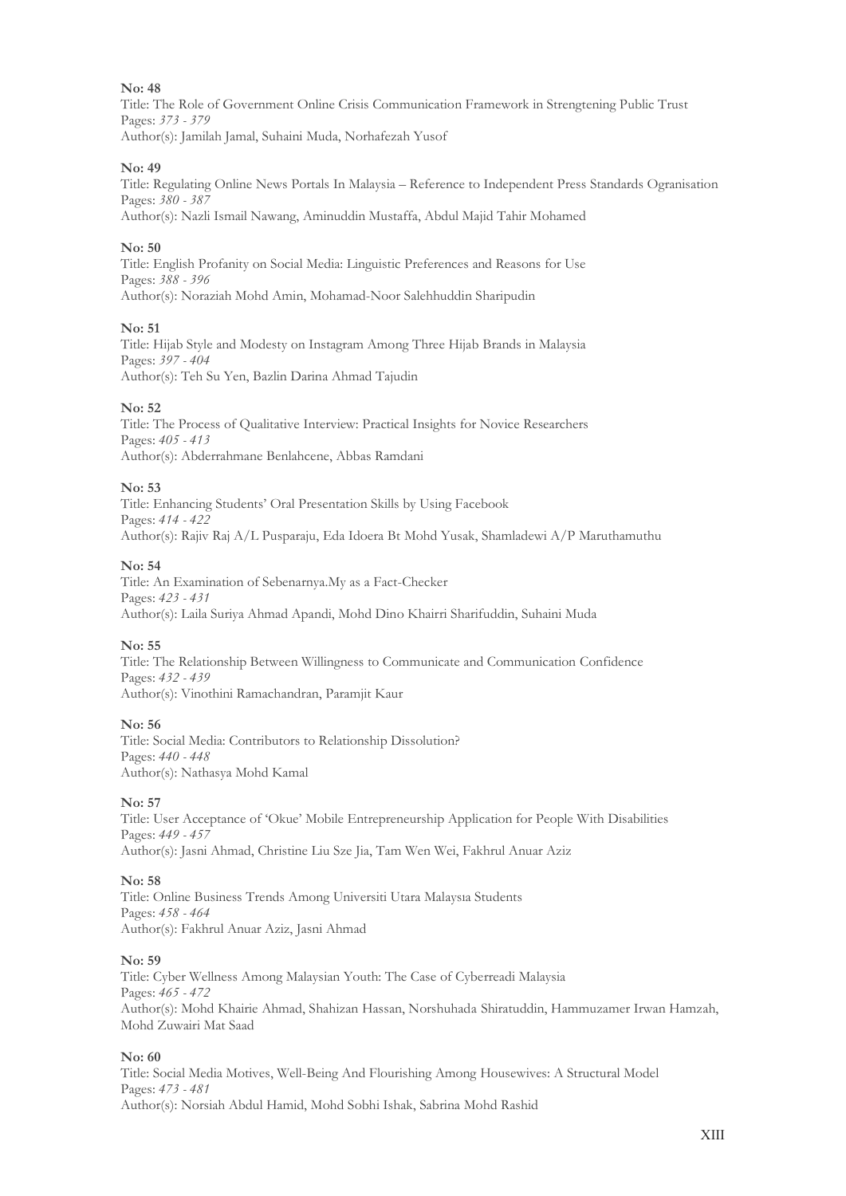**No: 48**
Title: The Role of Government Online Crisis Communication Framework in Strengtening Public Trust
Pages: *373 - 379*
Author(s): Jamilah Jamal, Suhaini Muda, Norhafezah Yusof

**No: 49**
Title: Regulating Online News Portals In Malaysia – Reference to Independent Press Standards Ogranisation
Pages: *380 - 387*
Author(s): Nazli Ismail Nawang, Aminuddin Mustaffa, Abdul Majid Tahir Mohamed

**No: 50**
Title: English Profanity on Social Media: Linguistic Preferences and Reasons for Use
Pages: *388 - 396*
Author(s): Noraziah Mohd Amin, Mohamad-Noor Salehhuddin Sharipudin

**No: 51**
Title: Hijab Style and Modesty on Instagram Among Three Hijab Brands in Malaysia
Pages: *397 - 404*
Author(s): Teh Su Yen, Bazlin Darina Ahmad Tajudin

**No: 52**
Title: The Process of Qualitative Interview: Practical Insights for Novice Researchers
Pages: *405 - 413*
Author(s): Abderrahmane Benlahcene, Abbas Ramdani

**No: 53**
Title: Enhancing Students' Oral Presentation Skills by Using Facebook
Pages: *414 - 422*
Author(s): Rajiv Raj A/L Pusparaju, Eda Idoera Bt Mohd Yusak, Shamladewi A/P Maruthamuthu

**No: 54**
Title: An Examination of Sebenarnya.My as a Fact-Checker
Pages: *423 - 431*
Author(s): Laila Suriya Ahmad Apandi, Mohd Dino Khairri Sharifuddin, Suhaini Muda

**No: 55**
Title: The Relationship Between Willingness to Communicate and Communication Confidence
Pages: *432 - 439*
Author(s): Vinothini Ramachandran, Paramjit Kaur

**No: 56**
Title: Social Media: Contributors to Relationship Dissolution?
Pages: *440 - 448*
Author(s): Nathasya Mohd Kamal

**No: 57**
Title: User Acceptance of 'Okue' Mobile Entrepreneurship Application for People With Disabilities
Pages: *449 - 457*
Author(s): Jasni Ahmad, Christine Liu Sze Jia, Tam Wen Wei, Fakhrul Anuar Aziz

**No: 58**
Title: Online Business Trends Among Universiti Utara Malaysıa Students
Pages: *458 - 464*
Author(s): Fakhrul Anuar Aziz, Jasni Ahmad

**No: 59**
Title: Cyber Wellness Among Malaysian Youth: The Case of Cyberreadi Malaysia
Pages: *465 - 472*
Author(s): Mohd Khairie Ahmad, Shahizan Hassan, Norshuhada Shiratuddin, Hammuzamer Irwan Hamzah, Mohd Zuwairi Mat Saad

**No: 60**
Title: Social Media Motives, Well-Being And Flourishing Among Housewives: A Structural Model
Pages: *473 - 481*
Author(s): Norsiah Abdul Hamid, Mohd Sobhi Ishak, Sabrina Mohd Rashid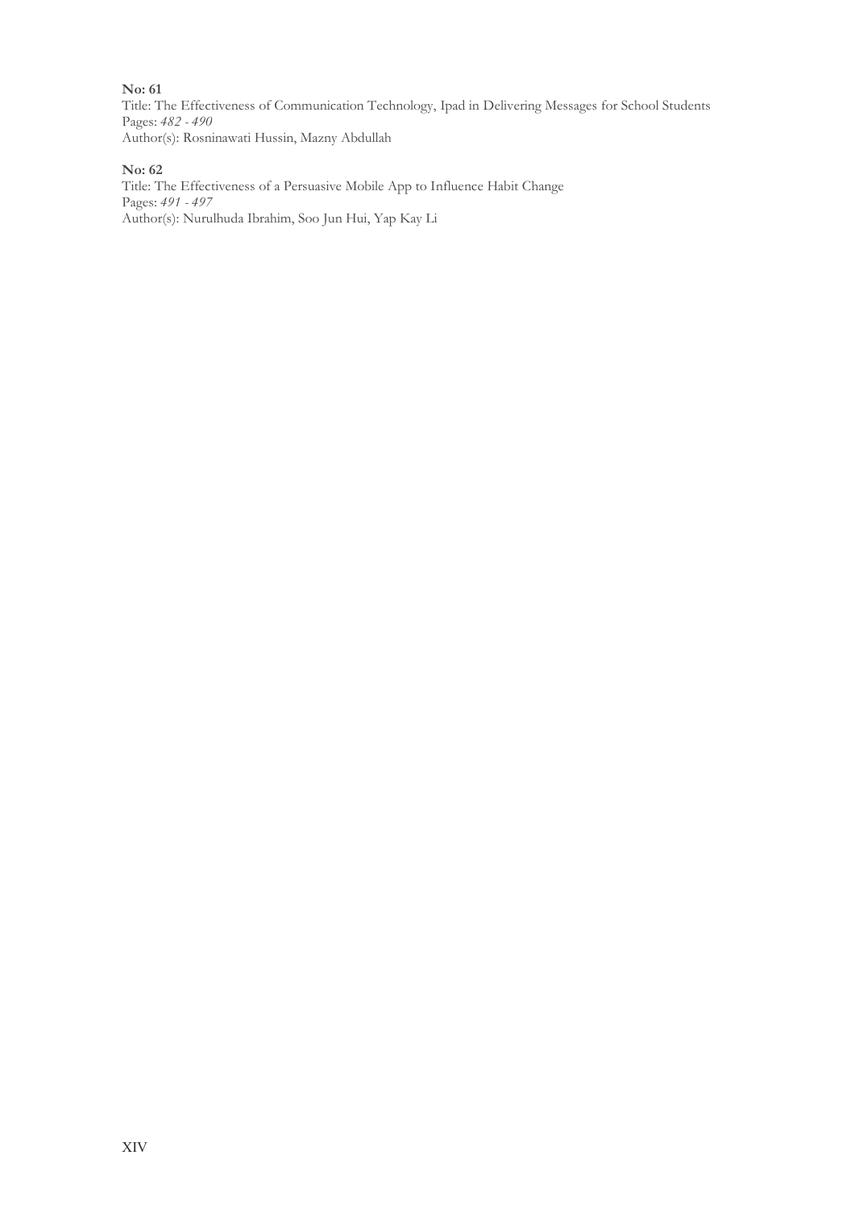**No: 61**
Title: The Effectiveness of Communication Technology, Ipad in Delivering Messages for School Students
Pages: *482 - 490*
Author(s): Rosninawati Hussin, Mazny Abdullah

**No: 62**
Title: The Effectiveness of a Persuasive Mobile App to Influence Habit Change
Pages: *491 - 497*
Author(s): Nurulhuda Ibrahim, Soo Jun Hui, Yap Kay Li